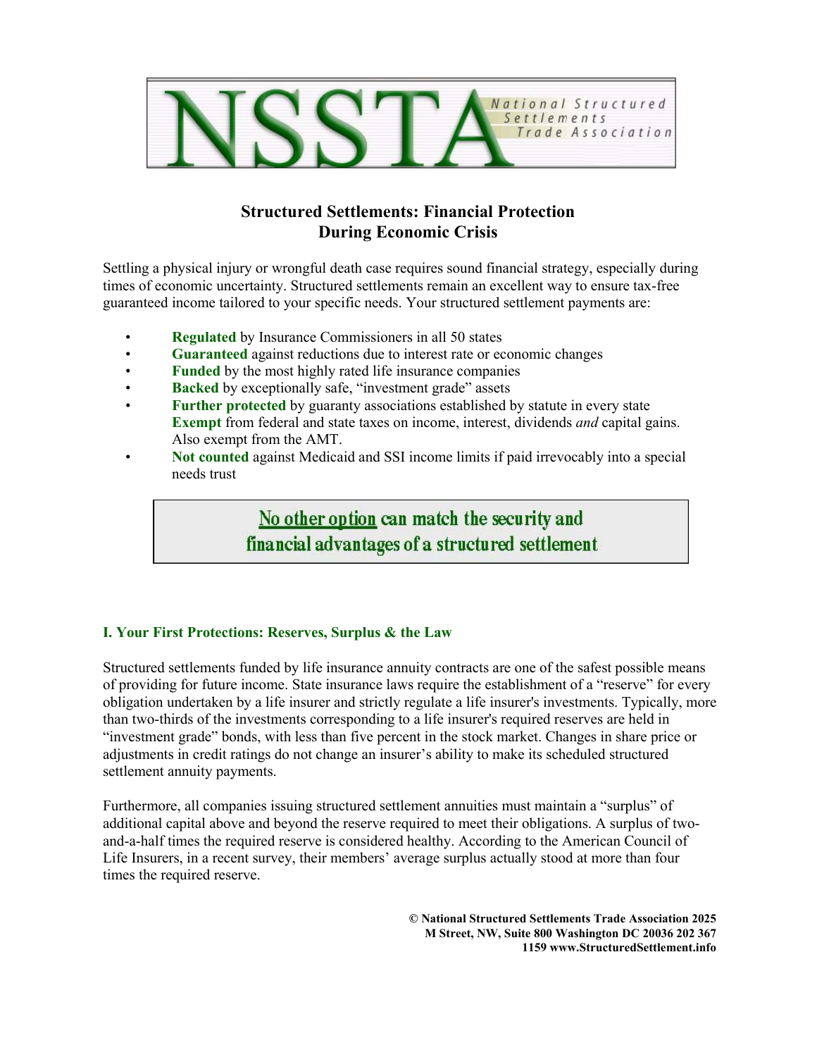NSSTA — National Structured Settlements Trade Association

## Structured Settlements: Financial Protection During Economic Crisis

Settling a physical injury or wrongful death case requires sound financial strategy, especially during times of economic uncertainty. Structured settlements remain an excellent way to ensure tax-free guaranteed income tailored to your specific needs. Your structured settlement payments are:

- **Regulated** by Insurance Commissioners in all 50 states
- **Guaranteed** against reductions due to interest rate or economic changes
- **Funded** by the most highly rated life insurance companies
- **Backed** by exceptionally safe, "investment grade" assets
- **Further protected** by guaranty associations established by statute in every state
  **Exempt** from federal and state taxes on income, interest, dividends *and* capital gains. Also exempt from the AMT.
- **Not counted** against Medicaid and SSI income limits if paid irrevocably into a special needs trust

> **No other option can match the security and financial advantages of a structured settlement**

### I. Your First Protections: Reserves, Surplus & the Law

Structured settlements funded by life insurance annuity contracts are one of the safest possible means of providing for future income. State insurance laws require the establishment of a "reserve" for every obligation undertaken by a life insurer and strictly regulate a life insurer's investments. Typically, more than two-thirds of the investments corresponding to a life insurer's required reserves are held in "investment grade" bonds, with less than five percent in the stock market. Changes in share price or adjustments in credit ratings do not change an insurer's ability to make its scheduled structured settlement annuity payments.

Furthermore, all companies issuing structured settlement annuities must maintain a "surplus" of additional capital above and beyond the reserve required to meet their obligations. A surplus of two-and-a-half times the required reserve is considered healthy. According to the American Council of Life Insurers, in a recent survey, their members' average surplus actually stood at more than four times the required reserve.

**© National Structured Settlements Trade Association 2025**
**M Street, NW, Suite 800 Washington DC 20036 202 367 1159 www.StructuredSettlement.info**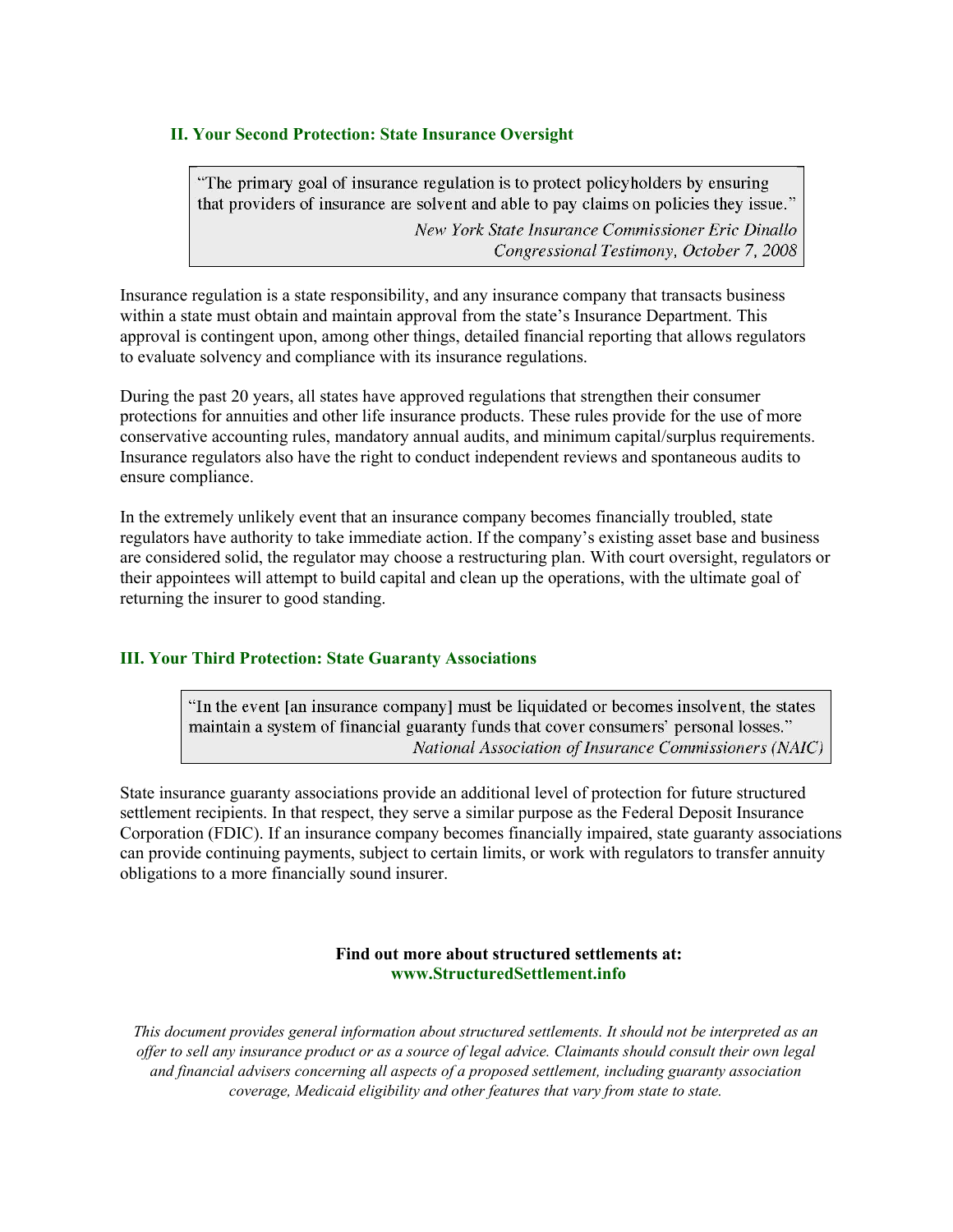## II. Your Second Protection: State Insurance Oversight

> "The primary goal of insurance regulation is to protect policyholders by ensuring that providers of insurance are solvent and able to pay claims on policies they issue."
>
> *New York State Insurance Commissioner Eric Dinallo*
> *Congressional Testimony, October 7, 2008*

Insurance regulation is a state responsibility, and any insurance company that transacts business within a state must obtain and maintain approval from the state's Insurance Department. This approval is contingent upon, among other things, detailed financial reporting that allows regulators to evaluate solvency and compliance with its insurance regulations.

During the past 20 years, all states have approved regulations that strengthen their consumer protections for annuities and other life insurance products. These rules provide for the use of more conservative accounting rules, mandatory annual audits, and minimum capital/surplus requirements. Insurance regulators also have the right to conduct independent reviews and spontaneous audits to ensure compliance.

In the extremely unlikely event that an insurance company becomes financially troubled, state regulators have authority to take immediate action. If the company's existing asset base and business are considered solid, the regulator may choose a restructuring plan. With court oversight, regulators or their appointees will attempt to build capital and clean up the operations, with the ultimate goal of returning the insurer to good standing.

## III. Your Third Protection: State Guaranty Associations

> "In the event [an insurance company] must be liquidated or becomes insolvent, the states maintain a system of financial guaranty funds that cover consumers' personal losses."
>
> *National Association of Insurance Commissioners (NAIC)*

State insurance guaranty associations provide an additional level of protection for future structured settlement recipients. In that respect, they serve a similar purpose as the Federal Deposit Insurance Corporation (FDIC). If an insurance company becomes financially impaired, state guaranty associations can provide continuing payments, subject to certain limits, or work with regulators to transfer annuity obligations to a more financially sound insurer.

**Find out more about structured settlements at:**
**www.StructuredSettlement.info**

*This document provides general information about structured settlements. It should not be interpreted as an offer to sell any insurance product or as a source of legal advice. Claimants should consult their own legal and financial advisers concerning all aspects of a proposed settlement, including guaranty association coverage, Medicaid eligibility and other features that vary from state to state.*